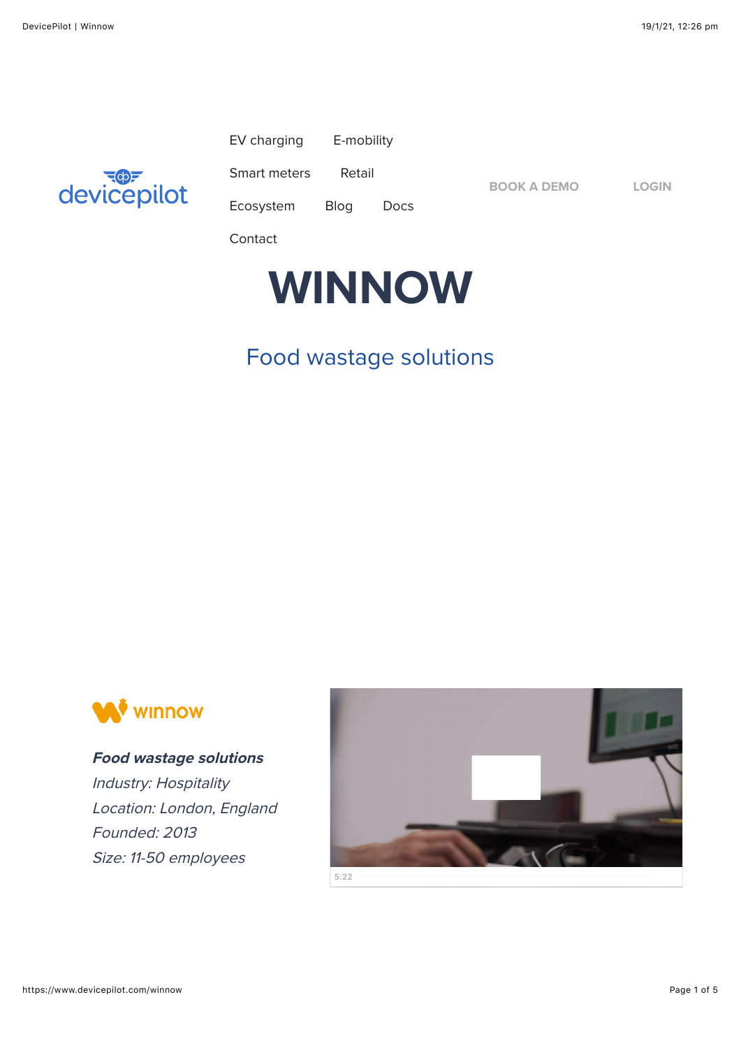devicepilot

EV charging | E-mobility | Smart meters | Retail | Ecosystem | Blog | Docs | Contact

BOOK A DEMO | LOGIN

# WINNOW

## Food wastage solutions

winnow

***Food wastage solutions***
*Industry: Hospitality*
*Location: London, England*
*Founded: 2013*
*Size: 11-50 employees*

5:22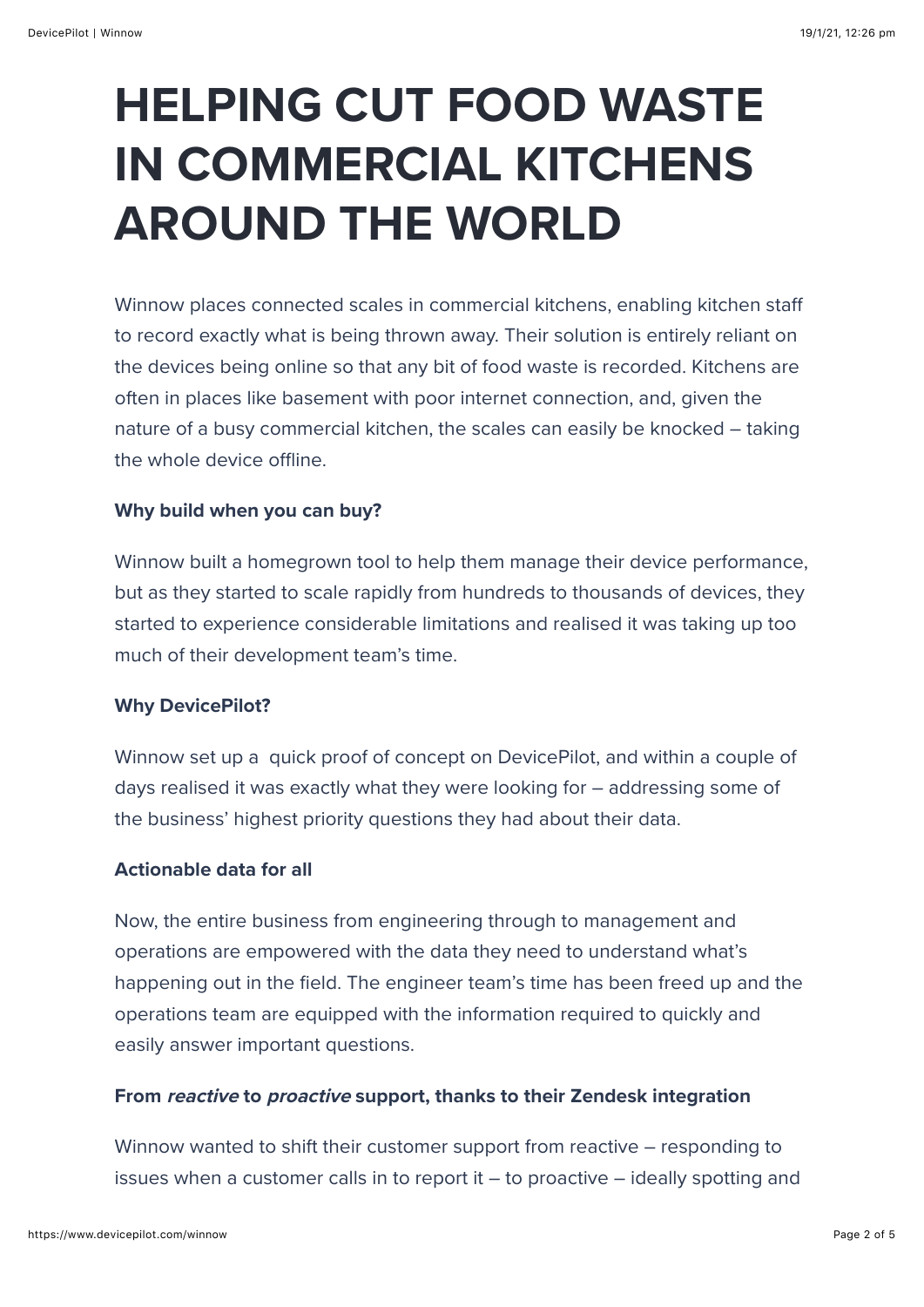# HELPING CUT FOOD WASTE IN COMMERCIAL KITCHENS AROUND THE WORLD

Winnow places connected scales in commercial kitchens, enabling kitchen staff to record exactly what is being thrown away. Their solution is entirely reliant on the devices being online so that any bit of food waste is recorded. Kitchens are often in places like basement with poor internet connection, and, given the nature of a busy commercial kitchen, the scales can easily be knocked – taking the whole device offline.

**Why build when you can buy?**

Winnow built a homegrown tool to help them manage their device performance, but as they started to scale rapidly from hundreds to thousands of devices, they started to experience considerable limitations and realised it was taking up too much of their development team's time.

**Why DevicePilot?**

Winnow set up a quick proof of concept on DevicePilot, and within a couple of days realised it was exactly what they were looking for – addressing some of the business' highest priority questions they had about their data.

**Actionable data for all**

Now, the entire business from engineering through to management and operations are empowered with the data they need to understand what's happening out in the field. The engineer team's time has been freed up and the operations team are equipped with the information required to quickly and easily answer important questions.

**From *reactive* to *proactive* support, thanks to their Zendesk integration**

Winnow wanted to shift their customer support from reactive – responding to issues when a customer calls in to report it – to proactive – ideally spotting and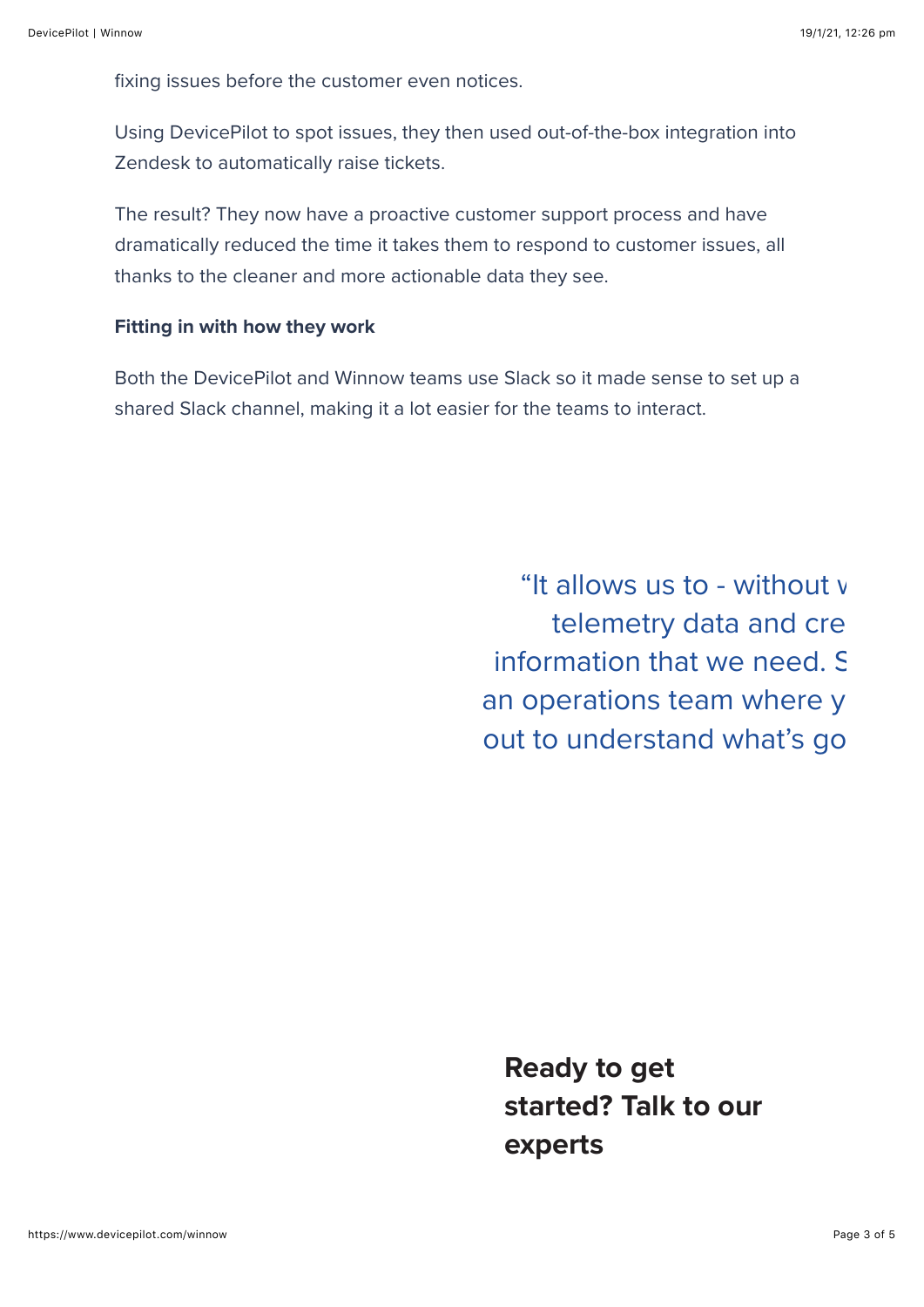fixing issues before the customer even notices.

Using DevicePilot to spot issues, they then used out-of-the-box integration into Zendesk to automatically raise tickets.

The result? They now have a proactive customer support process and have dramatically reduced the time it takes them to respond to customer issues, all thanks to the cleaner and more actionable data they see.

**Fitting in with how they work**

Both the DevicePilot and Winnow teams use Slack so it made sense to set up a shared Slack channel, making it a lot easier for the teams to interact.

> "It allows us to - without w
> telemetry data and cre
> information that we need. S
> an operations team where y
> out to understand what's go

## Ready to get started? Talk to our experts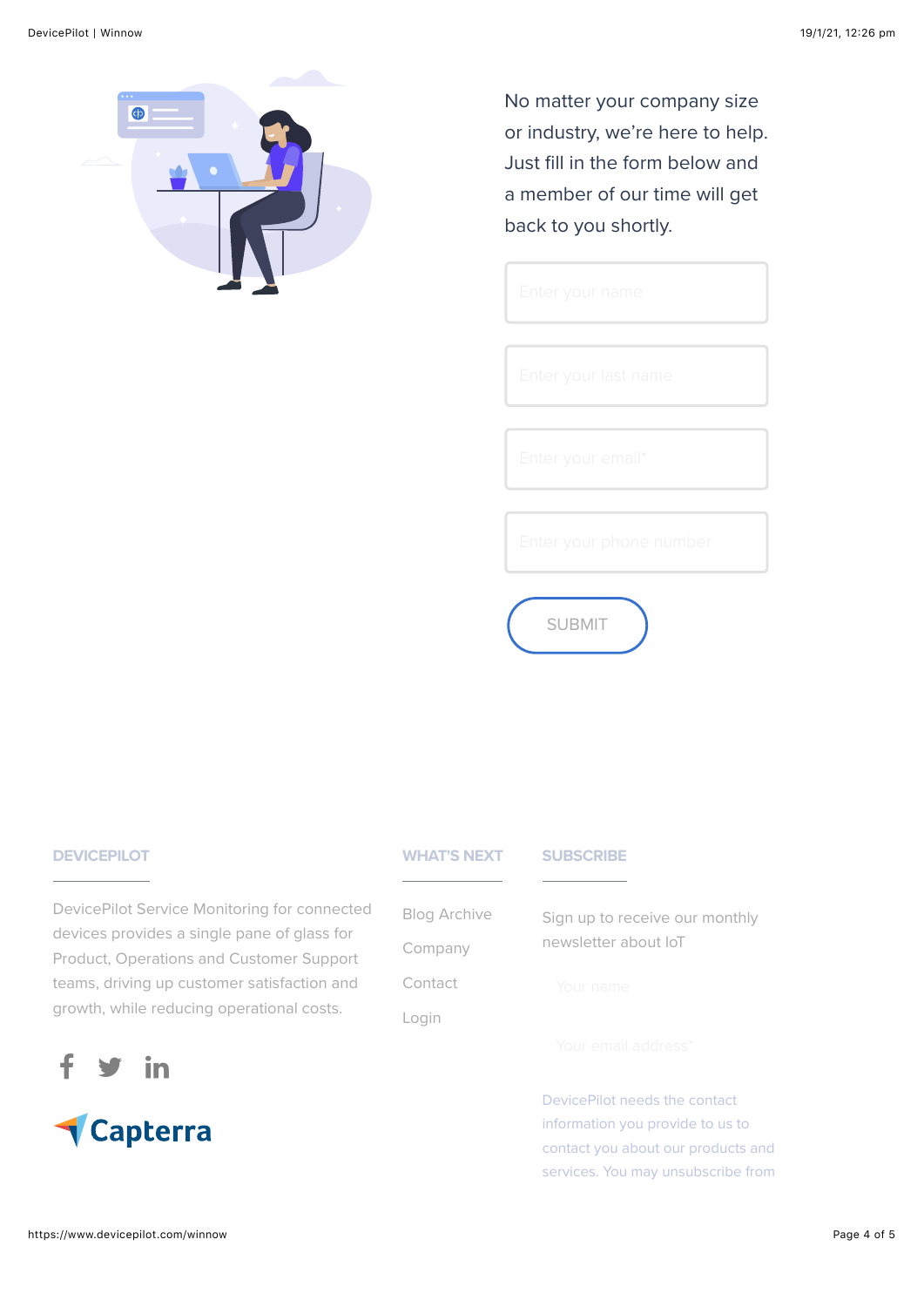No matter your company size or industry, we're here to help. Just fill in the form below and a member of our time will get back to you shortly.

Enter your name

Enter your last name

Enter your email*

Enter your phone number

SUBMIT

## DEVICEPILOT

DevicePilot Service Monitoring for connected devices provides a single pane of glass for Product, Operations and Customer Support teams, driving up customer satisfaction and growth, while reducing operational costs.

Capterra

## WHAT'S NEXT

- Blog Archive
- Company
- Contact
- Login

## SUBSCRIBE

Sign up to receive our monthly newsletter about IoT

Your name

Your email address*

DevicePilot needs the contact information you provide to us to contact you about our products and services. You may unsubscribe from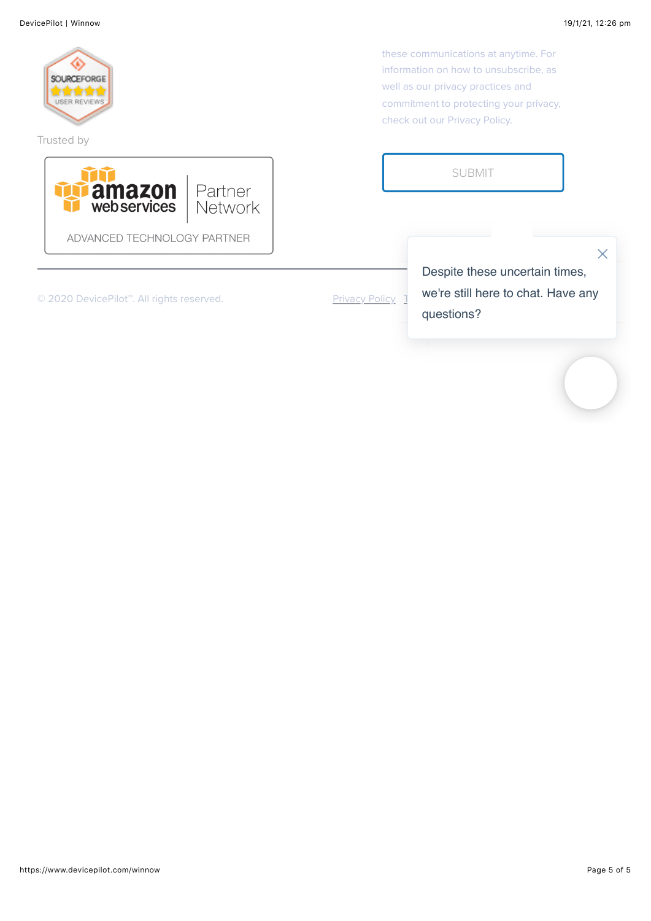these communications at anytime. For information on how to unsubscribe, as well as our privacy practices and commitment to protecting your privacy, check out our Privacy Policy.

SUBMIT

SOURCEFORGE USER REVIEWS

Trusted by

amazon web services Partner Network

ADVANCED TECHNOLOGY PARTNER

Despite these uncertain times, we're still here to chat. Have any questions?

© 2020 DevicePilot™. All rights reserved.

Privacy Policy